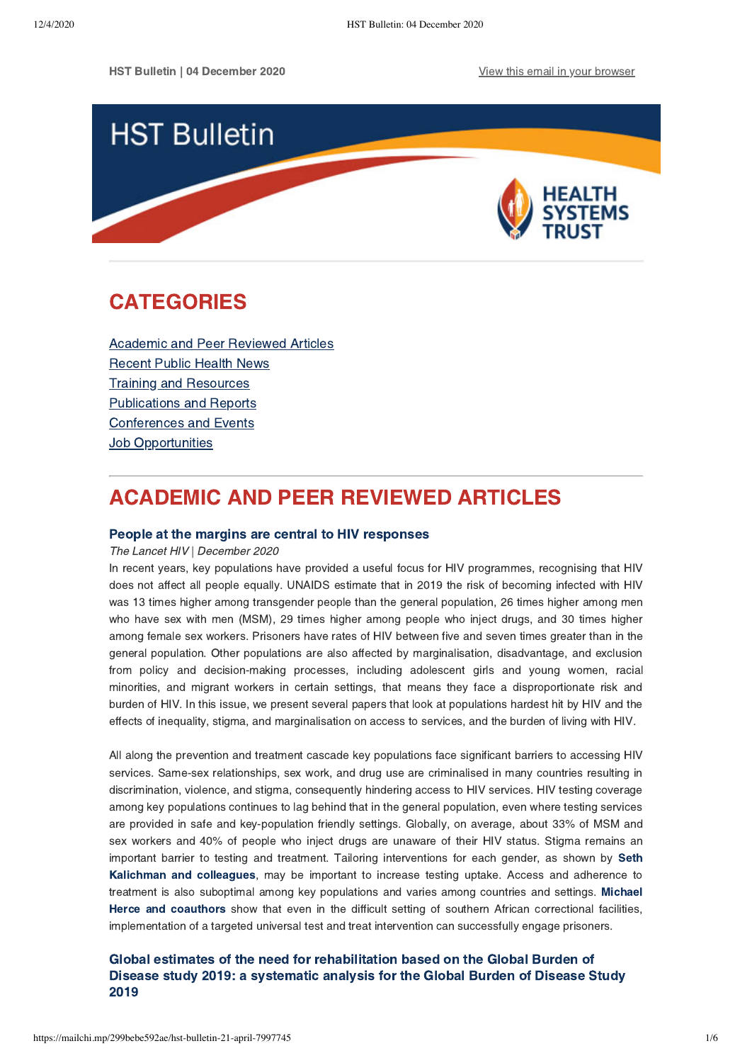HST Bulletin | 04 December 2020

View this email in your browser

# HST Bulletin

HEALTH SYSTEMS TRUST

## CATEGORIES

Academic and Peer Reviewed Articles
Recent Public Health News
Training and Resources
Publications and Reports
Conferences and Events
Job Opportunities

## ACADEMIC AND PEER REVIEWED ARTICLES

### People at the margins are central to HIV responses

*The Lancet HIV | December 2020*

In recent years, key populations have provided a useful focus for HIV programmes, recognising that HIV does not affect all people equally. UNAIDS estimate that in 2019 the risk of becoming infected with HIV was 13 times higher among transgender people than the general population, 26 times higher among men who have sex with men (MSM), 29 times higher among people who inject drugs, and 30 times higher among female sex workers. Prisoners have rates of HIV between five and seven times greater than in the general population. Other populations are also affected by marginalisation, disadvantage, and exclusion from policy and decision-making processes, including adolescent girls and young women, racial minorities, and migrant workers in certain settings, that means they face a disproportionate risk and burden of HIV. In this issue, we present several papers that look at populations hardest hit by HIV and the effects of inequality, stigma, and marginalisation on access to services, and the burden of living with HIV.

All along the prevention and treatment cascade key populations face significant barriers to accessing HIV services. Same-sex relationships, sex work, and drug use are criminalised in many countries resulting in discrimination, violence, and stigma, consequently hindering access to HIV services. HIV testing coverage among key populations continues to lag behind that in the general population, even where testing services are provided in safe and key-population friendly settings. Globally, on average, about 33% of MSM and sex workers and 40% of people who inject drugs are unaware of their HIV status. Stigma remains an important barrier to testing and treatment. Tailoring interventions for each gender, as shown by **Seth Kalichman and colleagues**, may be important to increase testing uptake. Access and adherence to treatment is also suboptimal among key populations and varies among countries and settings. **Michael Herce and coauthors** show that even in the difficult setting of southern African correctional facilities, implementation of a targeted universal test and treat intervention can successfully engage prisoners.

### Global estimates of the need for rehabilitation based on the Global Burden of Disease study 2019: a systematic analysis for the Global Burden of Disease Study 2019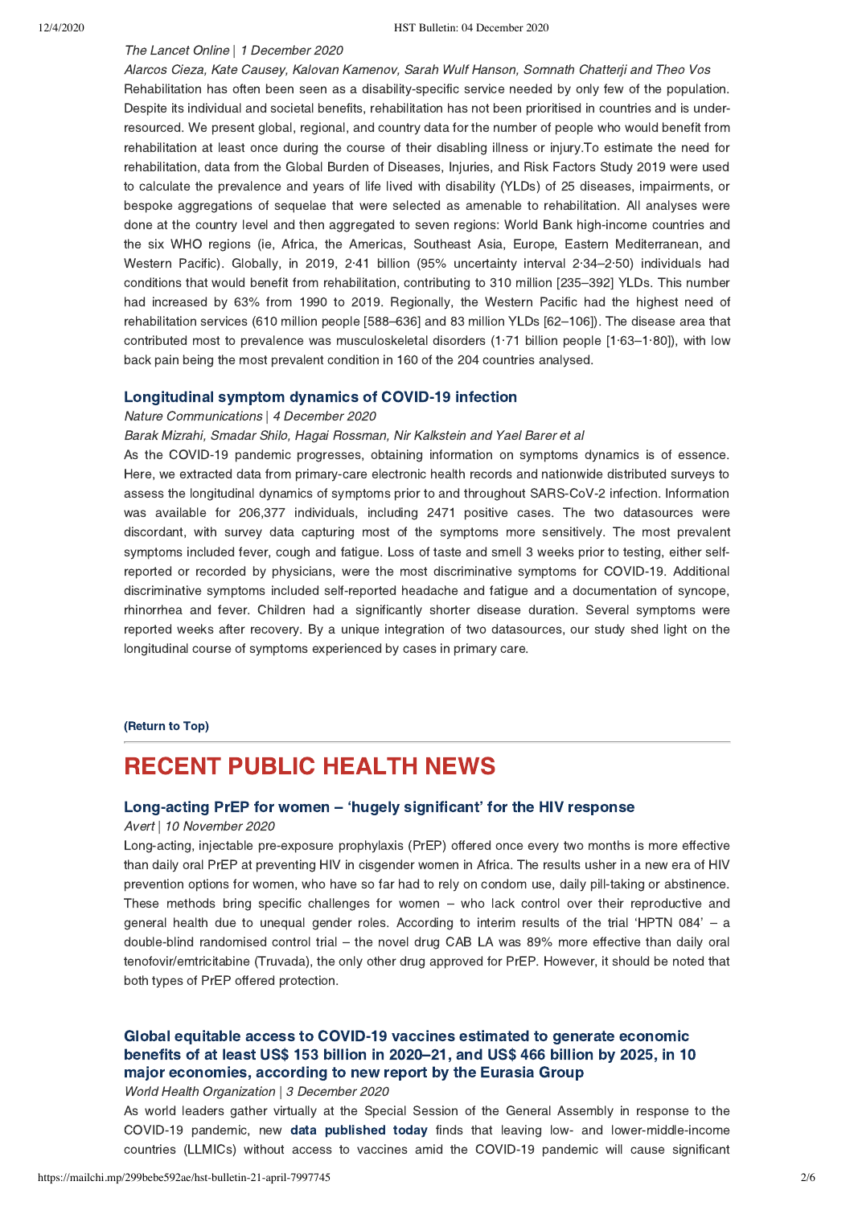*The Lancet Online | 1 December 2020*

*Alarcos Cieza, Kate Causey, Kalovan Kamenov, Sarah Wulf Hanson, Somnath Chatterji and Theo Vos*

Rehabilitation has often been seen as a disability-specific service needed by only few of the population. Despite its individual and societal benefits, rehabilitation has not been prioritised in countries and is under-resourced. We present global, regional, and country data for the number of people who would benefit from rehabilitation at least once during the course of their disabling illness or injury.To estimate the need for rehabilitation, data from the Global Burden of Diseases, Injuries, and Risk Factors Study 2019 were used to calculate the prevalence and years of life lived with disability (YLDs) of 25 diseases, impairments, or bespoke aggregations of sequelae that were selected as amenable to rehabilitation. All analyses were done at the country level and then aggregated to seven regions: World Bank high-income countries and the six WHO regions (ie, Africa, the Americas, Southeast Asia, Europe, Eastern Mediterranean, and Western Pacific). Globally, in 2019, 2·41 billion (95% uncertainty interval 2·34–2·50) individuals had conditions that would benefit from rehabilitation, contributing to 310 million [235–392] YLDs. This number had increased by 63% from 1990 to 2019. Regionally, the Western Pacific had the highest need of rehabilitation services (610 million people [588–636] and 83 million YLDs [62–106]). The disease area that contributed most to prevalence was musculoskeletal disorders (1·71 billion people [1·63–1·80]), with low back pain being the most prevalent condition in 160 of the 204 countries analysed.

### Longitudinal symptom dynamics of COVID-19 infection

*Nature Communications | 4 December 2020*

*Barak Mizrahi, Smadar Shilo, Hagai Rossman, Nir Kalkstein and Yael Barer et al*

As the COVID-19 pandemic progresses, obtaining information on symptoms dynamics is of essence. Here, we extracted data from primary-care electronic health records and nationwide distributed surveys to assess the longitudinal dynamics of symptoms prior to and throughout SARS-CoV-2 infection. Information was available for 206,377 individuals, including 2471 positive cases. The two datasources were discordant, with survey data capturing most of the symptoms more sensitively. The most prevalent symptoms included fever, cough and fatigue. Loss of taste and smell 3 weeks prior to testing, either self-reported or recorded by physicians, were the most discriminative symptoms for COVID-19. Additional discriminative symptoms included self-reported headache and fatigue and a documentation of syncope, rhinorrhea and fever. Children had a significantly shorter disease duration. Several symptoms were reported weeks after recovery. By a unique integration of two datasources, our study shed light on the longitudinal course of symptoms experienced by cases in primary care.

**(Return to Top)**

## RECENT PUBLIC HEALTH NEWS

### Long-acting PrEP for women – 'hugely significant' for the HIV response

*Avert | 10 November 2020*

Long-acting, injectable pre-exposure prophylaxis (PrEP) offered once every two months is more effective than daily oral PrEP at preventing HIV in cisgender women in Africa. The results usher in a new era of HIV prevention options for women, who have so far had to rely on condom use, daily pill-taking or abstinence. These methods bring specific challenges for women – who lack control over their reproductive and general health due to unequal gender roles. According to interim results of the trial 'HPTN 084' – a double-blind randomised control trial – the novel drug CAB LA was 89% more effective than daily oral tenofovir/emtricitabine (Truvada), the only other drug approved for PrEP. However, it should be noted that both types of PrEP offered protection.

### Global equitable access to COVID-19 vaccines estimated to generate economic benefits of at least US$ 153 billion in 2020–21, and US$ 466 billion by 2025, in 10 major economies, according to new report by the Eurasia Group

*World Health Organization | 3 December 2020*

As world leaders gather virtually at the Special Session of the General Assembly in response to the COVID-19 pandemic, new **data published today** finds that leaving low- and lower-middle-income countries (LLMICs) without access to vaccines amid the COVID-19 pandemic will cause significant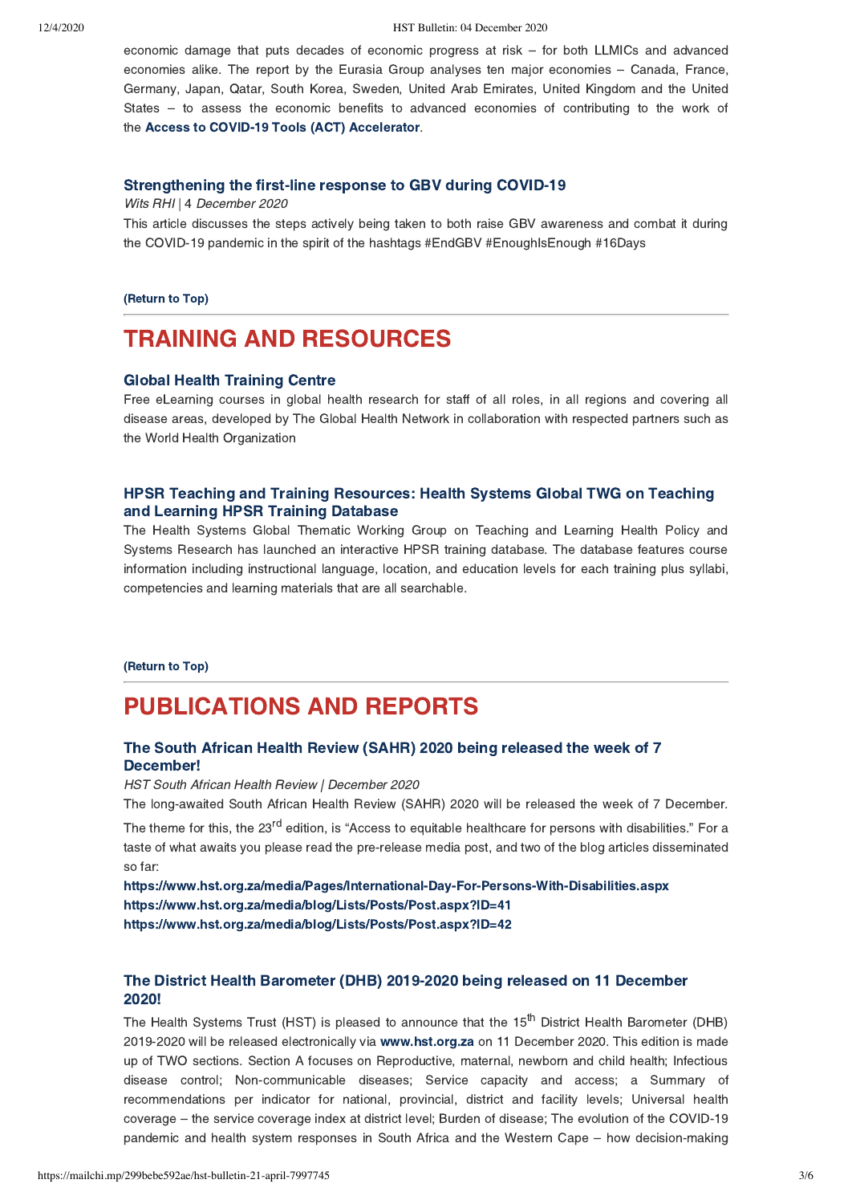economic damage that puts decades of economic progress at risk – for both LLMICs and advanced economies alike. The report by the Eurasia Group analyses ten major economies – Canada, France, Germany, Japan, Qatar, South Korea, Sweden, United Arab Emirates, United Kingdom and the United States – to assess the economic benefits to advanced economies of contributing to the work of the **Access to COVID-19 Tools (ACT) Accelerator**.

### Strengthening the first-line response to GBV during COVID-19

*Wits RHI* | *4 December 2020*

This article discusses the steps actively being taken to both raise GBV awareness and combat it during the COVID-19 pandemic in the spirit of the hashtags #EndGBV #EnoughIsEnough #16Days

**(Return to Top)**

---

# TRAINING AND RESOURCES

### Global Health Training Centre

Free eLearning courses in global health research for staff of all roles, in all regions and covering all disease areas, developed by The Global Health Network in collaboration with respected partners such as the World Health Organization

### HPSR Teaching and Training Resources: Health Systems Global TWG on Teaching and Learning HPSR Training Database

The Health Systems Global Thematic Working Group on Teaching and Learning Health Policy and Systems Research has launched an interactive HPSR training database. The database features course information including instructional language, location, and education levels for each training plus syllabi, competencies and learning materials that are all searchable.

**(Return to Top)**

---

# PUBLICATIONS AND REPORTS

### The South African Health Review (SAHR) 2020 being released the week of 7 December!

*HST South African Health Review | December 2020*

The long-awaited South African Health Review (SAHR) 2020 will be released the week of 7 December. The theme for this, the 23rd edition, is "Access to equitable healthcare for persons with disabilities." For a taste of what awaits you please read the pre-release media post, and two of the blog articles disseminated so far:

**https://www.hst.org.za/media/Pages/International-Day-For-Persons-With-Disabilities.aspx**
**https://www.hst.org.za/media/blog/Lists/Posts/Post.aspx?ID=41**
**https://www.hst.org.za/media/blog/Lists/Posts/Post.aspx?ID=42**

### The District Health Barometer (DHB) 2019-2020 being released on 11 December 2020!

The Health Systems Trust (HST) is pleased to announce that the 15th District Health Barometer (DHB) 2019-2020 will be released electronically via **www.hst.org.za** on 11 December 2020. This edition is made up of TWO sections. Section A focuses on Reproductive, maternal, newborn and child health; Infectious disease control; Non-communicable diseases; Service capacity and access; a Summary of recommendations per indicator for national, provincial, district and facility levels; Universal health coverage – the service coverage index at district level; Burden of disease; The evolution of the COVID-19 pandemic and health system responses in South Africa and the Western Cape – how decision-making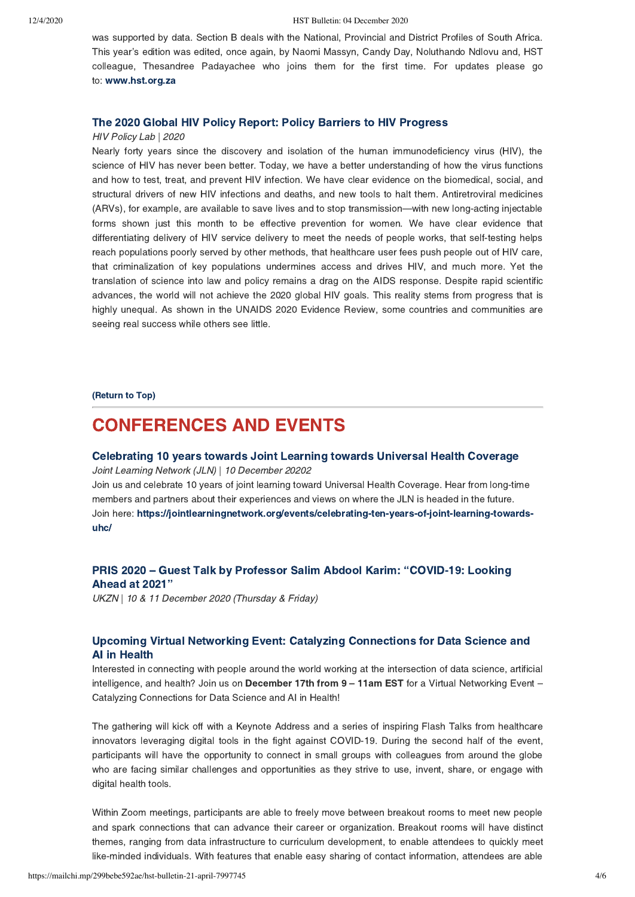was supported by data. Section B deals with the National, Provincial and District Profiles of South Africa. This year's edition was edited, once again, by Naomi Massyn, Candy Day, Noluthando Ndlovu and, HST colleague, Thesandree Padayachee who joins them for the first time. For updates please go to: **www.hst.org.za**

### The 2020 Global HIV Policy Report: Policy Barriers to HIV Progress

*HIV Policy Lab | 2020*

Nearly forty years since the discovery and isolation of the human immunodeficiency virus (HIV), the science of HIV has never been better. Today, we have a better understanding of how the virus functions and how to test, treat, and prevent HIV infection. We have clear evidence on the biomedical, social, and structural drivers of new HIV infections and deaths, and new tools to halt them. Antiretroviral medicines (ARVs), for example, are available to save lives and to stop transmission—with new long-acting injectable forms shown just this month to be effective prevention for women. We have clear evidence that differentiating delivery of HIV service delivery to meet the needs of people works, that self-testing helps reach populations poorly served by other methods, that healthcare user fees push people out of HIV care, that criminalization of key populations undermines access and drives HIV, and much more. Yet the translation of science into law and policy remains a drag on the AIDS response. Despite rapid scientific advances, the world will not achieve the 2020 global HIV goals. This reality stems from progress that is highly unequal. As shown in the UNAIDS 2020 Evidence Review, some countries and communities are seeing real success while others see little.

**(Return to Top)**

## CONFERENCES AND EVENTS

### Celebrating 10 years towards Joint Learning towards Universal Health Coverage

*Joint Learning Network (JLN) | 10 December 20202*

Join us and celebrate 10 years of joint learning toward Universal Health Coverage. Hear from long-time members and partners about their experiences and views on where the JLN is headed in the future.
Join here: **https://jointlearningnetwork.org/events/celebrating-ten-years-of-joint-learning-towards-uhc/**

### PRIS 2020 – Guest Talk by Professor Salim Abdool Karim: "COVID-19: Looking Ahead at 2021"

*UKZN | 10 & 11 December 2020 (Thursday & Friday)*

### Upcoming Virtual Networking Event: Catalyzing Connections for Data Science and AI in Health

Interested in connecting with people around the world working at the intersection of data science, artificial intelligence, and health? Join us on **December 17th from 9 – 11am EST** for a Virtual Networking Event – Catalyzing Connections for Data Science and AI in Health!

The gathering will kick off with a Keynote Address and a series of inspiring Flash Talks from healthcare innovators leveraging digital tools in the fight against COVID-19. During the second half of the event, participants will have the opportunity to connect in small groups with colleagues from around the globe who are facing similar challenges and opportunities as they strive to use, invent, share, or engage with digital health tools.

Within Zoom meetings, participants are able to freely move between breakout rooms to meet new people and spark connections that can advance their career or organization. Breakout rooms will have distinct themes, ranging from data infrastructure to curriculum development, to enable attendees to quickly meet like-minded individuals. With features that enable easy sharing of contact information, attendees are able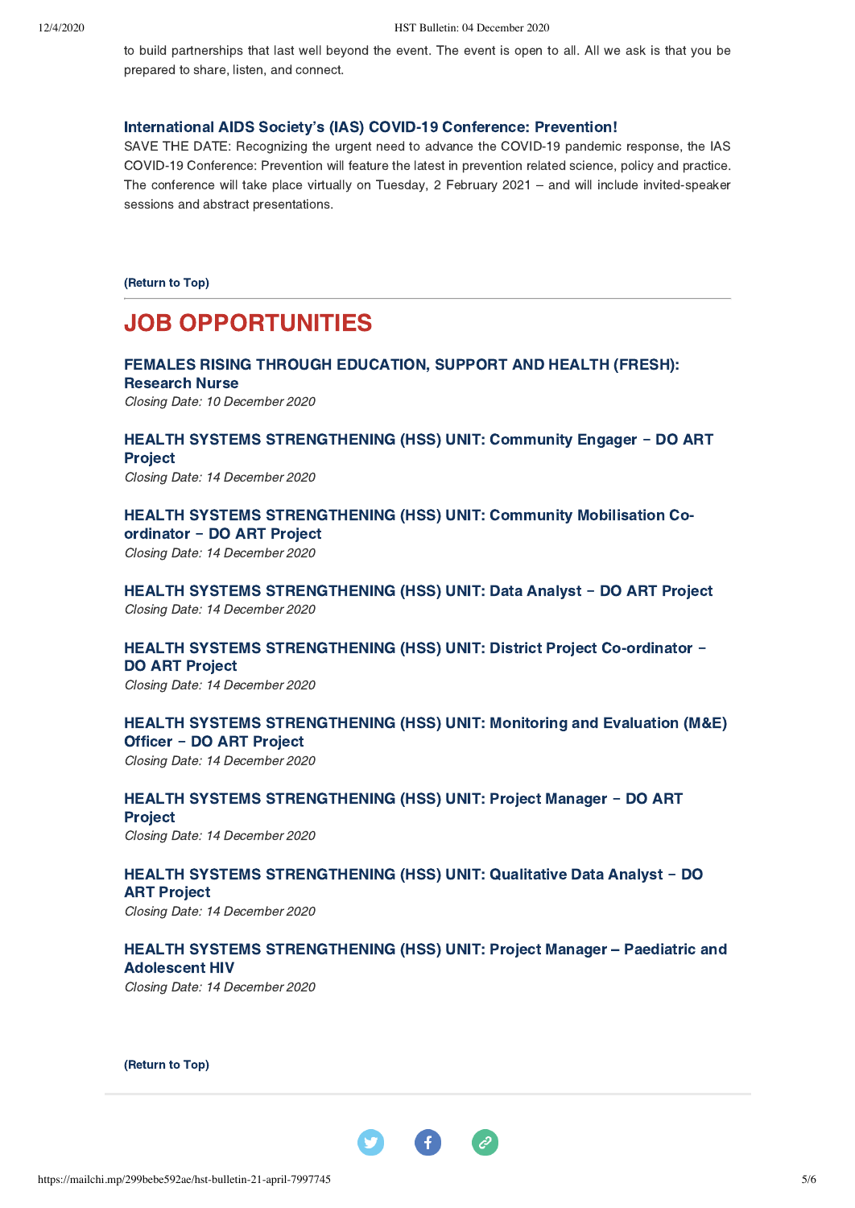to build partnerships that last well beyond the event. The event is open to all. All we ask is that you be prepared to share, listen, and connect.

### International AIDS Society's (IAS) COVID-19 Conference: Prevention!

SAVE THE DATE: Recognizing the urgent need to advance the COVID-19 pandemic response, the IAS COVID-19 Conference: Prevention will feature the latest in prevention related science, policy and practice. The conference will take place virtually on Tuesday, 2 February 2021 – and will include invited-speaker sessions and abstract presentations.

**(Return to Top)**

---

## JOB OPPORTUNITIES

### FEMALES RISING THROUGH EDUCATION, SUPPORT AND HEALTH (FRESH): Research Nurse

*Closing Date: 10 December 2020*

### HEALTH SYSTEMS STRENGTHENING (HSS) UNIT: Community Engager – DO ART Project

*Closing Date: 14 December 2020*

### HEALTH SYSTEMS STRENGTHENING (HSS) UNIT: Community Mobilisation Co-ordinator – DO ART Project

*Closing Date: 14 December 2020*

### HEALTH SYSTEMS STRENGTHENING (HSS) UNIT: Data Analyst – DO ART Project

*Closing Date: 14 December 2020*

### HEALTH SYSTEMS STRENGTHENING (HSS) UNIT: District Project Co-ordinator – DO ART Project

*Closing Date: 14 December 2020*

### HEALTH SYSTEMS STRENGTHENING (HSS) UNIT: Monitoring and Evaluation (M&E) Officer – DO ART Project

*Closing Date: 14 December 2020*

### HEALTH SYSTEMS STRENGTHENING (HSS) UNIT: Project Manager – DO ART Project

*Closing Date: 14 December 2020*

### HEALTH SYSTEMS STRENGTHENING (HSS) UNIT: Qualitative Data Analyst – DO ART Project

*Closing Date: 14 December 2020*

### HEALTH SYSTEMS STRENGTHENING (HSS) UNIT: Project Manager – Paediatric and Adolescent HIV

*Closing Date: 14 December 2020*

**(Return to Top)**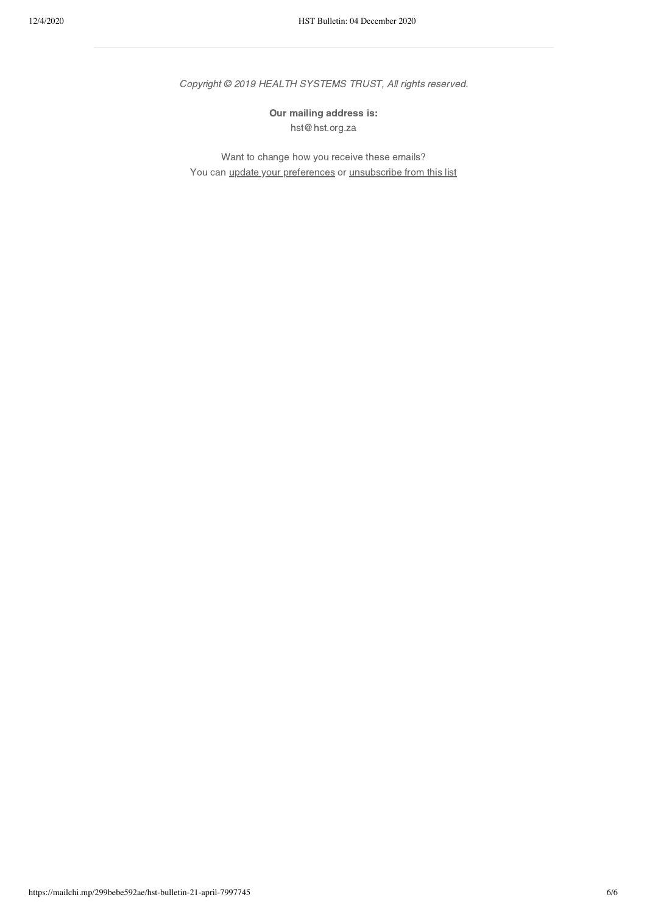*Copyright © 2019 HEALTH SYSTEMS TRUST, All rights reserved.*

**Our mailing address is:**
hst@hst.org.za

Want to change how you receive these emails?
You can update your preferences or unsubscribe from this list